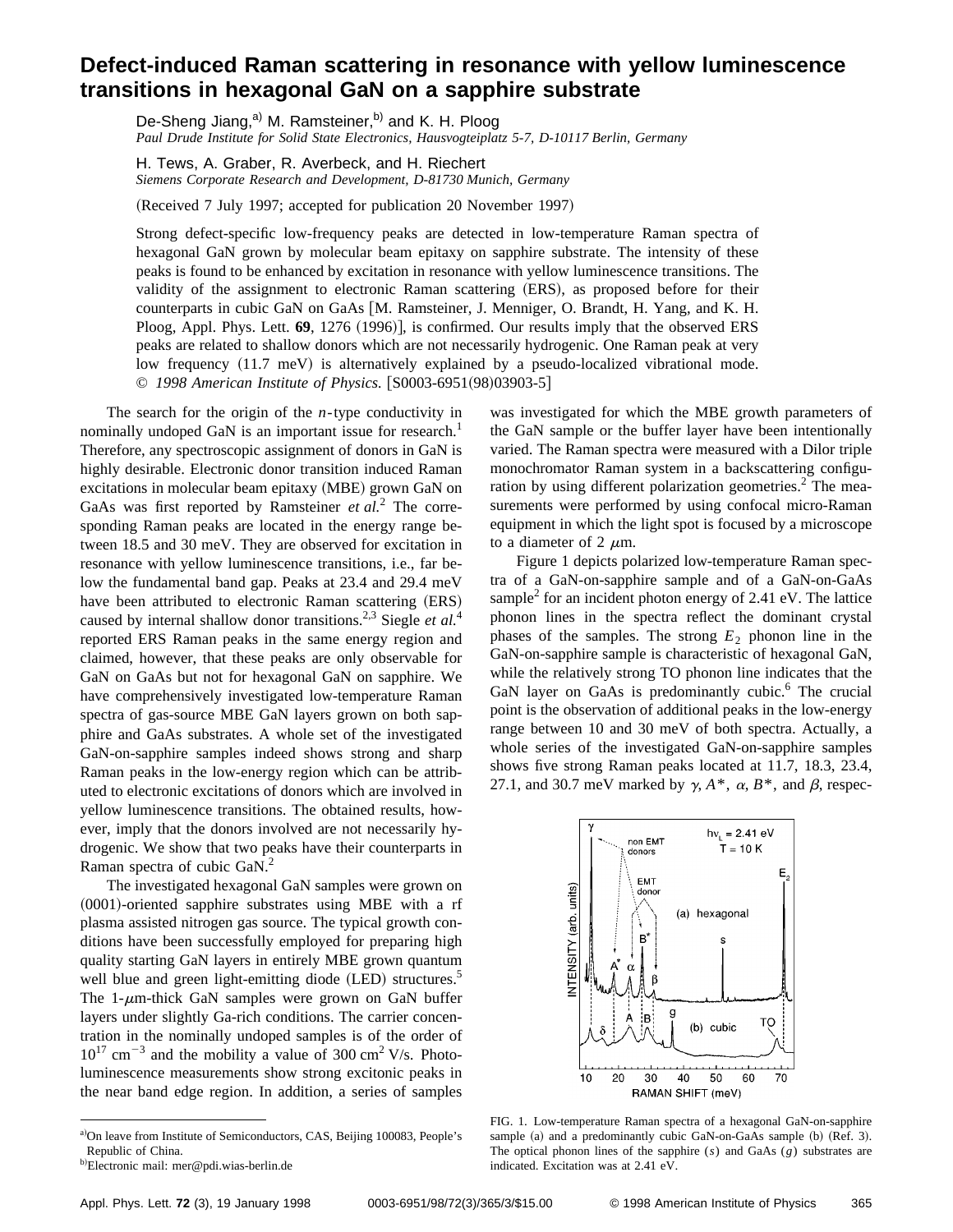# Defect-induced Raman scattering in resonance with yellow luminescence transitions in hexagonal GaN on a sapphire substrate

De-Sheng Jiang,[a] M. Ramsteiner,[b] and K. H. Ploog
*Paul Drude Institute for Solid State Electronics, Hausvogteiplatz 5-7, D-10117 Berlin, Germany*

H. Tews, A. Graber, R. Averbeck, and H. Riechert
*Siemens Corporate Research and Development, D-81730 Munich, Germany*

(Received 7 July 1997; accepted for publication 20 November 1997)

Strong defect-specific low-frequency peaks are detected in low-temperature Raman spectra of hexagonal GaN grown by molecular beam epitaxy on sapphire substrate. The intensity of these peaks is found to be enhanced by excitation in resonance with yellow luminescence transitions. The validity of the assignment to electronic Raman scattering (ERS), as proposed before for their counterparts in cubic GaN on GaAs [M. Ramsteiner, J. Menniger, O. Brandt, H. Yang, and K. H. Ploog, Appl. Phys. Lett. **69**, 1276 (1996)], is confirmed. Our results imply that the observed ERS peaks are related to shallow donors which are not necessarily hydrogenic. One Raman peak at very low frequency (11.7 meV) is alternatively explained by a pseudo-localized vibrational mode. © *1998 American Institute of Physics.* [S0003-6951(98)03903-5]

The search for the origin of the *n*-type conductivity in nominally undoped GaN is an important issue for research.[1] Therefore, any spectroscopic assignment of donors in GaN is highly desirable. Electronic donor transition induced Raman excitations in molecular beam epitaxy (MBE) grown GaN on GaAs was first reported by Ramsteiner *et al.*[2] The corresponding Raman peaks are located in the energy range between 18.5 and 30 meV. They are observed for excitation in resonance with yellow luminescence transitions, i.e., far below the fundamental band gap. Peaks at 23.4 and 29.4 meV have been attributed to electronic Raman scattering (ERS) caused by internal shallow donor transitions.[2,3] Siegle *et al.*[4] reported ERS Raman peaks in the same energy region and claimed, however, that these peaks are only observable for GaN on GaAs but not for hexagonal GaN on sapphire. We have comprehensively investigated low-temperature Raman spectra of gas-source MBE GaN layers grown on both sapphire and GaAs substrates. A whole set of the investigated GaN-on-sapphire samples indeed shows strong and sharp Raman peaks in the low-energy region which can be attributed to electronic excitations of donors which are involved in yellow luminescence transitions. The obtained results, however, imply that the donors involved are not necessarily hydrogenic. We show that two peaks have their counterparts in Raman spectra of cubic GaN.[2]

The investigated hexagonal GaN samples were grown on (0001)-oriented sapphire substrates using MBE with a rf plasma assisted nitrogen gas source. The typical growth conditions have been successfully employed for preparing high quality starting GaN layers in entirely MBE grown quantum well blue and green light-emitting diode (LED) structures.[5] The 1-$\mu$m-thick GaN samples were grown on GaN buffer layers under slightly Ga-rich conditions. The carrier concentration in the nominally undoped samples is of the order of $10^{17}$ cm$^{-3}$ and the mobility a value of 300 cm$^2$ V/s. Photoluminescence measurements show strong excitonic peaks in the near band edge region. In addition, a series of samples was investigated for which the MBE growth parameters of the GaN sample or the buffer layer have been intentionally varied. The Raman spectra were measured with a Dilor triple monochromator Raman system in a backscattering configuration by using different polarization geometries.[2] The measurements were performed by using confocal micro-Raman equipment in which the light spot is focused by a microscope to a diameter of 2 $\mu$m.

Figure 1 depicts polarized low-temperature Raman spectra of a GaN-on-sapphire sample and of a GaN-on-GaAs sample[2] for an incident photon energy of 2.41 eV. The lattice phonon lines in the spectra reflect the dominant crystal phases of the samples. The strong $E_2$ phonon line in the GaN-on-sapphire sample is characteristic of hexagonal GaN, while the relatively strong TO phonon line indicates that the GaN layer on GaAs is predominantly cubic.[6] The crucial point is the observation of additional peaks in the low-energy range between 10 and 30 meV of both spectra. Actually, a whole series of the investigated GaN-on-sapphire samples shows five strong Raman peaks located at 11.7, 18.3, 23.4, 27.1, and 30.7 meV marked by $\gamma$, $A^*$, $\alpha$, $B^*$, and $\beta$, respec-

FIG. 1. Low-temperature Raman spectra of a hexagonal GaN-on-sapphire sample (a) and a predominantly cubic GaN-on-GaAs sample (b) (Ref. 3). The optical phonon lines of the sapphire (*s*) and GaAs (*g*) substrates are indicated. Excitation was at 2.41 eV.

---

[a]On leave from Institute of Semiconductors, CAS, Beijing 100083, People's Republic of China.

[b]Electronic mail: mer@pdi.wias-berlin.de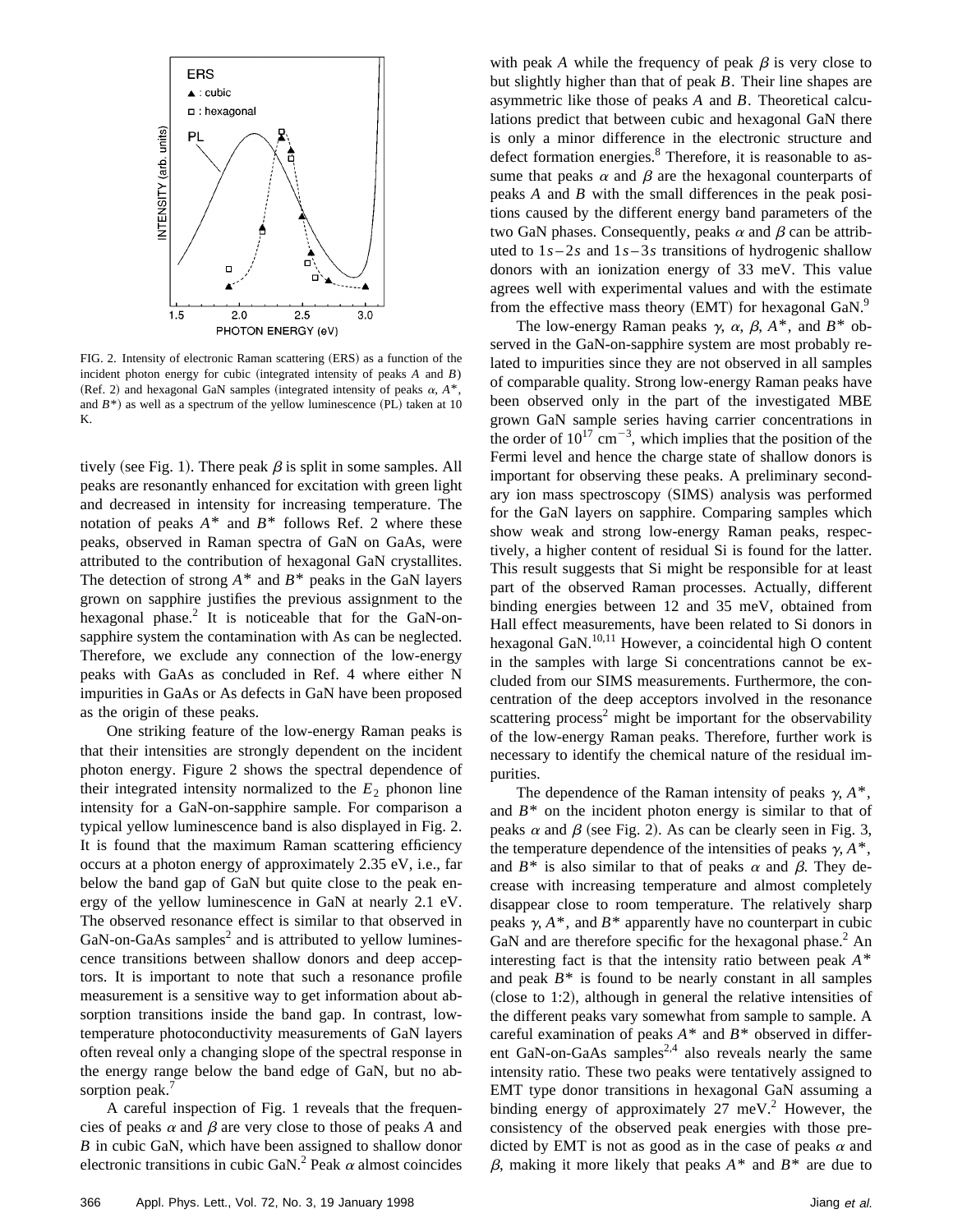FIG. 2. Intensity of electronic Raman scattering (ERS) as a function of the incident photon energy for cubic (integrated intensity of peaks *A* and *B*) (Ref. 2) and hexagonal GaN samples (integrated intensity of peaks $\alpha$, $A^*$, and $B^*$) as well as a spectrum of the yellow luminescence (PL) taken at 10 K.

tively (see Fig. 1). There peak $\beta$ is split in some samples. All peaks are resonantly enhanced for excitation with green light and decreased in intensity for increasing temperature. The notation of peaks $A^*$ and $B^*$ follows Ref. 2 where these peaks, observed in Raman spectra of GaN on GaAs, were attributed to the contribution of hexagonal GaN crystallites. The detection of strong $A^*$ and $B^*$ peaks in the GaN layers grown on sapphire justifies the previous assignment to the hexagonal phase.[2] It is noticeable that for the GaN-on-sapphire system the contamination with As can be neglected. Therefore, we exclude any connection of the low-energy peaks with GaAs as concluded in Ref. 4 where either N impurities in GaAs or As defects in GaN have been proposed as the origin of these peaks.

One striking feature of the low-energy Raman peaks is that their intensities are strongly dependent on the incident photon energy. Figure 2 shows the spectral dependence of their integrated intensity normalized to the $E_2$ phonon line intensity for a GaN-on-sapphire sample. For comparison a typical yellow luminescence band is also displayed in Fig. 2. It is found that the maximum Raman scattering efficiency occurs at a photon energy of approximately 2.35 eV, i.e., far below the band gap of GaN but quite close to the peak energy of the yellow luminescence in GaN at nearly 2.1 eV. The observed resonance effect is similar to that observed in GaN-on-GaAs samples[2] and is attributed to yellow luminescence transitions between shallow donors and deep acceptors. It is important to note that such a resonance profile measurement is a sensitive way to get information about absorption transitions inside the band gap. In contrast, low-temperature photoconductivity measurements of GaN layers often reveal only a changing slope of the spectral response in the energy range below the band edge of GaN, but no absorption peak.[7]

A careful inspection of Fig. 1 reveals that the frequencies of peaks $\alpha$ and $\beta$ are very close to those of peaks *A* and *B* in cubic GaN, which have been assigned to shallow donor electronic transitions in cubic GaN.[2] Peak $\alpha$ almost coincides with peak *A* while the frequency of peak $\beta$ is very close to but slightly higher than that of peak *B*. Their line shapes are asymmetric like those of peaks *A* and *B*. Theoretical calculations predict that between cubic and hexagonal GaN there is only a minor difference in the electronic structure and defect formation energies.[8] Therefore, it is reasonable to assume that peaks $\alpha$ and $\beta$ are the hexagonal counterparts of peaks *A* and *B* with the small differences in the peak positions caused by the different energy band parameters of the two GaN phases. Consequently, peaks $\alpha$ and $\beta$ can be attributed to $1s-2s$ and $1s-3s$ transitions of hydrogenic shallow donors with an ionization energy of 33 meV. This value agrees well with experimental values and with the estimate from the effective mass theory (EMT) for hexagonal GaN.[9]

The low-energy Raman peaks $\gamma$, $\alpha$, $\beta$, $A^*$, and $B^*$ observed in the GaN-on-sapphire system are most probably related to impurities since they are not observed in all samples of comparable quality. Strong low-energy Raman peaks have been observed only in the part of the investigated MBE grown GaN sample series having carrier concentrations in the order of $10^{17}$ cm$^{-3}$, which implies that the position of the Fermi level and hence the charge state of shallow donors is important for observing these peaks. A preliminary secondary ion mass spectroscopy (SIMS) analysis was performed for the GaN layers on sapphire. Comparing samples which show weak and strong low-energy Raman peaks, respectively, a higher content of residual Si is found for the latter. This result suggests that Si might be responsible for at least part of the observed Raman processes. Actually, different binding energies between 12 and 35 meV, obtained from Hall effect measurements, have been related to Si donors in hexagonal GaN.[10,11] However, a coincidental high O content in the samples with large Si concentrations cannot be excluded from our SIMS measurements. Furthermore, the concentration of the deep acceptors involved in the resonance scattering process[2] might be important for the observability of the low-energy Raman peaks. Therefore, further work is necessary to identify the chemical nature of the residual impurities.

The dependence of the Raman intensity of peaks $\gamma$, $A^*$, and $B^*$ on the incident photon energy is similar to that of peaks $\alpha$ and $\beta$ (see Fig. 2). As can be clearly seen in Fig. 3, the temperature dependence of the intensities of peaks $\gamma$, $A^*$, and $B^*$ is also similar to that of peaks $\alpha$ and $\beta$. They decrease with increasing temperature and almost completely disappear close to room temperature. The relatively sharp peaks $\gamma$, $A^*$, and $B^*$ apparently have no counterpart in cubic GaN and are therefore specific for the hexagonal phase.[2] An interesting fact is that the intensity ratio between peak $A^*$ and peak $B^*$ is found to be nearly constant in all samples (close to 1:2), although in general the relative intensities of the different peaks vary somewhat from sample to sample. A careful examination of peaks $A^*$ and $B^*$ observed in different GaN-on-GaAs samples[2,4] also reveals nearly the same intensity ratio. These two peaks were tentatively assigned to EMT type donor transitions in hexagonal GaN assuming a binding energy of approximately 27 meV.[2] However, the consistency of the observed peak energies with those predicted by EMT is not as good as in the case of peaks $\alpha$ and $\beta$, making it more likely that peaks $A^*$ and $B^*$ are due to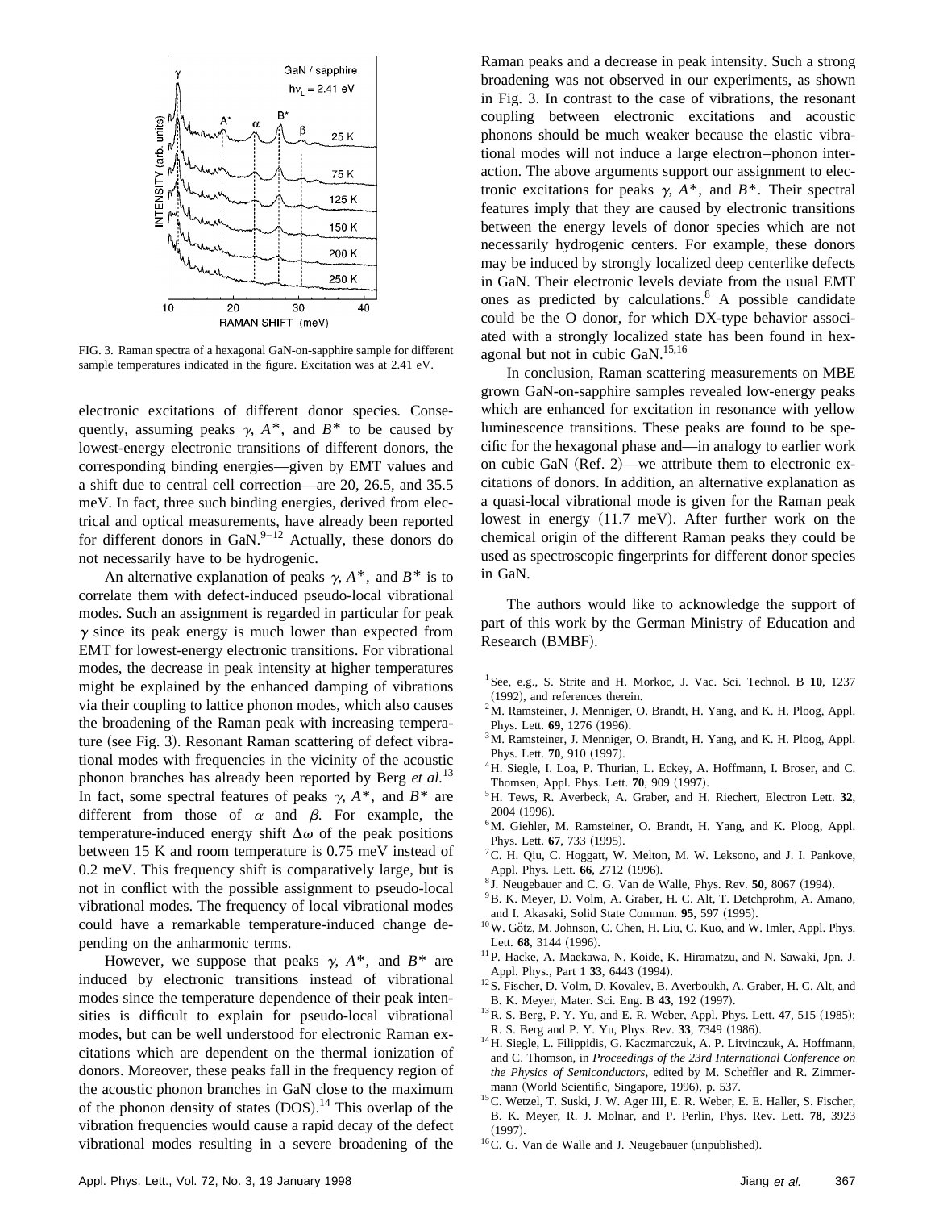GaN / sapphire

$h\nu_L$ = 2.41 eV

$\gamma$

A*

$\alpha$

B*

$\beta$

25 K

75 K

125 K

150 K

200 K

250 K

INTENSITY (arb. units)

10 20 30 40

RAMAN SHIFT (meV)

FIG. 3. Raman spectra of a hexagonal GaN-on-sapphire sample for different sample temperatures indicated in the figure. Excitation was at 2.41 eV.

electronic excitations of different donor species. Consequently, assuming peaks $\gamma$, $A^*$, and $B^*$ to be caused by lowest-energy electronic transitions of different donors, the corresponding binding energies—given by EMT values and a shift due to central cell correction—are 20, 26.5, and 35.5 meV. In fact, three such binding energies, derived from electrical and optical measurements, have already been reported for different donors in GaN.[9–12] Actually, these donors do not necessarily have to be hydrogenic.

An alternative explanation of peaks $\gamma$, $A^*$, and $B^*$ is to correlate them with defect-induced pseudo-local vibrational modes. Such an assignment is regarded in particular for peak $\gamma$ since its peak energy is much lower than expected from EMT for lowest-energy electronic transitions. For vibrational modes, the decrease in peak intensity at higher temperatures might be explained by the enhanced damping of vibrations via their coupling to lattice phonon modes, which also causes the broadening of the Raman peak with increasing temperature (see Fig. 3). Resonant Raman scattering of defect vibrational modes with frequencies in the vicinity of the acoustic phonon branches has already been reported by Berg *et al.*[13] In fact, some spectral features of peaks $\gamma$, $A^*$, and $B^*$ are different from those of $\alpha$ and $\beta$. For example, the temperature-induced energy shift $\Delta\omega$ of the peak positions between 15 K and room temperature is 0.75 meV instead of 0.2 meV. This frequency shift is comparatively large, but is not in conflict with the possible assignment to pseudo-local vibrational modes. The frequency of local vibrational modes could have a remarkable temperature-induced change depending on the anharmonic terms.

However, we suppose that peaks $\gamma$, $A^*$, and $B^*$ are induced by electronic transitions instead of vibrational modes since the temperature dependence of their peak intensities is difficult to explain for pseudo-local vibrational modes, but can be well understood for electronic Raman excitations which are dependent on the thermal ionization of donors. Moreover, these peaks fall in the frequency region of the acoustic phonon branches in GaN close to the maximum of the phonon density of states (DOS).[14] This overlap of the vibration frequencies would cause a rapid decay of the defect vibrational modes resulting in a severe broadening of the Raman peaks and a decrease in peak intensity. Such a strong broadening was not observed in our experiments, as shown in Fig. 3. In contrast to the case of vibrations, the resonant coupling between electronic excitations and acoustic phonons should be much weaker because the elastic vibrational modes will not induce a large electron–phonon interaction. The above arguments support our assignment to electronic excitations for peaks $\gamma$, $A^*$, and $B^*$. Their spectral features imply that they are caused by electronic transitions between the energy levels of donor species which are not necessarily hydrogenic centers. For example, these donors may be induced by strongly localized deep centerlike defects in GaN. Their electronic levels deviate from the usual EMT ones as predicted by calculations.[8] A possible candidate could be the O donor, for which DX-type behavior associated with a strongly localized state has been found in hexagonal but not in cubic GaN.[15,16]

In conclusion, Raman scattering measurements on MBE grown GaN-on-sapphire samples revealed low-energy peaks which are enhanced for excitation in resonance with yellow luminescence transitions. These peaks are found to be specific for the hexagonal phase and—in analogy to earlier work on cubic GaN (Ref. 2)—we attribute them to electronic excitations of donors. In addition, an alternative explanation as a quasi-local vibrational mode is given for the Raman peak lowest in energy (11.7 meV). After further work on the chemical origin of the different Raman peaks they could be used as spectroscopic fingerprints for different donor species in GaN.

The authors would like to acknowledge the support of part of this work by the German Ministry of Education and Research (BMBF).

[1] See, e.g., S. Strite and H. Morkoc, J. Vac. Sci. Technol. B **10**, 1237 (1992), and references therein.

[2] M. Ramsteiner, J. Menniger, O. Brandt, H. Yang, and K. H. Ploog, Appl. Phys. Lett. **69**, 1276 (1996).

[3] M. Ramsteiner, J. Menniger, O. Brandt, H. Yang, and K. H. Ploog, Appl. Phys. Lett. **70**, 910 (1997).

[4] H. Siegle, I. Loa, P. Thurian, L. Eckey, A. Hoffmann, I. Broser, and C. Thomsen, Appl. Phys. Lett. **70**, 909 (1997).

[5] H. Tews, R. Averbeck, A. Graber, and H. Riechert, Electron Lett. **32**, 2004 (1996).

[6] M. Giehler, M. Ramsteiner, O. Brandt, H. Yang, and K. Ploog, Appl. Phys. Lett. **67**, 733 (1995).

[7] C. H. Qiu, C. Hoggatt, W. Melton, M. W. Leksono, and J. I. Pankove, Appl. Phys. Lett. **66**, 2712 (1996).

[8] J. Neugebauer and C. G. Van de Walle, Phys. Rev. **50**, 8067 (1994).

[9] B. K. Meyer, D. Volm, A. Graber, H. C. Alt, T. Detchprohm, A. Amano, and I. Akasaki, Solid State Commun. **95**, 597 (1995).

[10] W. Götz, M. Johnson, C. Chen, H. Liu, C. Kuo, and W. Imler, Appl. Phys. Lett. **68**, 3144 (1996).

[11] P. Hacke, A. Maekawa, N. Koide, K. Hiramatzu, and N. Sawaki, Jpn. J. Appl. Phys., Part 1 **33**, 6443 (1994).

[12] S. Fischer, D. Volm, D. Kovalev, B. Averboukh, A. Graber, H. C. Alt, and B. K. Meyer, Mater. Sci. Eng. B **43**, 192 (1997).

[13] R. S. Berg, P. Y. Yu, and E. R. Weber, Appl. Phys. Lett. **47**, 515 (1985); R. S. Berg and P. Y. Yu, Phys. Rev. **33**, 7349 (1986).

[14] H. Siegle, L. Filippidis, G. Kaczmarczuk, A. P. Litvinczuk, A. Hoffmann, and C. Thomson, in *Proceedings of the 23rd International Conference on the Physics of Semiconductors*, edited by M. Scheffler and R. Zimmermann (World Scientific, Singapore, 1996), p. 537.

[15] C. Wetzel, T. Suski, J. W. Ager III, E. R. Weber, E. E. Haller, S. Fischer, B. K. Meyer, R. J. Molnar, and P. Perlin, Phys. Rev. Lett. **78**, 3923 (1997).

[16] C. G. Van de Walle and J. Neugebauer (unpublished).